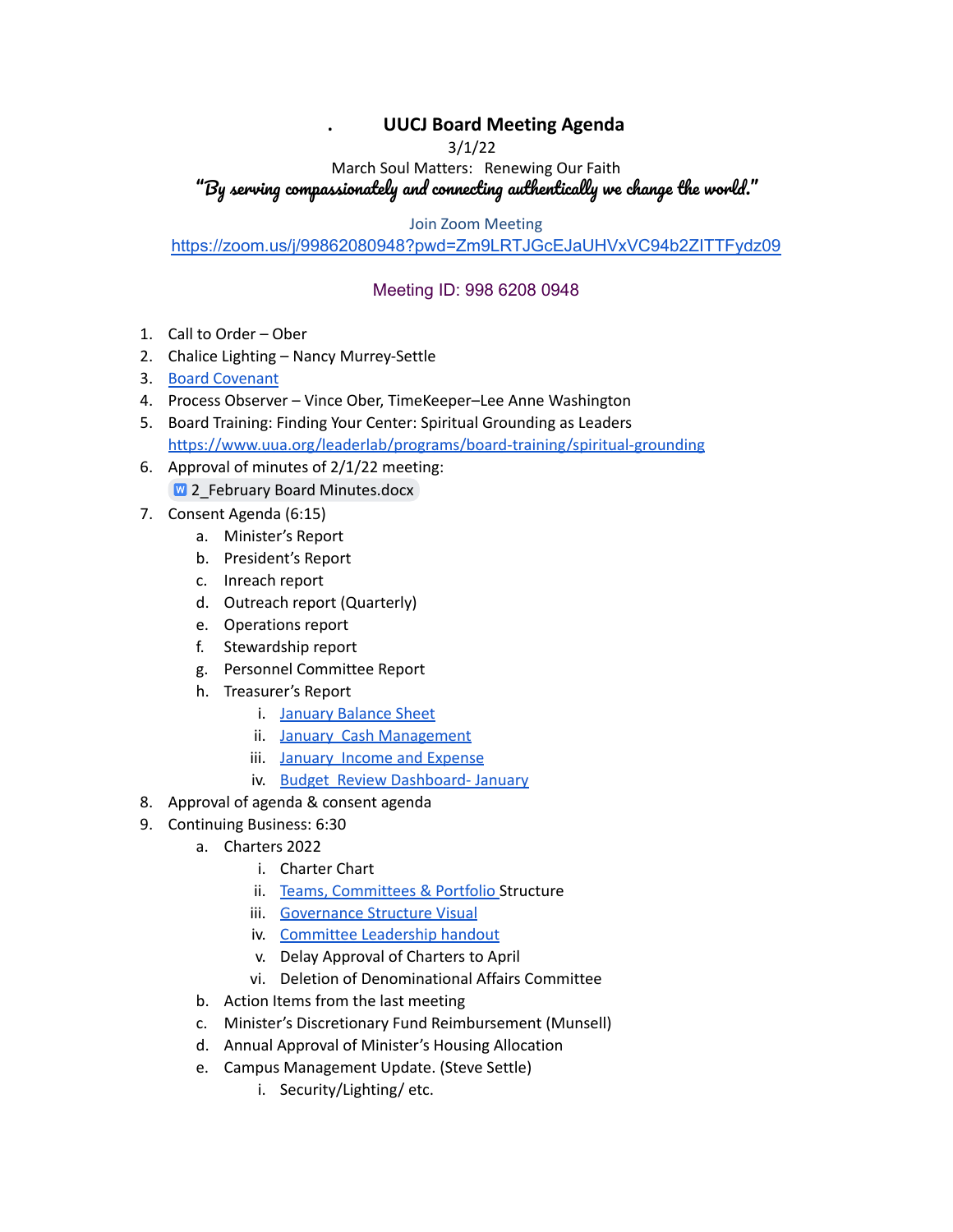# UUCJ Board Meeting Agenda

3/1/22

March Soul Matters: Renewing Our Faith

*"By serving compassionately and connecting authentically we change the world."*

Join Zoom Meeting

https://zoom.us/j/99862080948?pwd=Zm9LRTJGcEJaUHVxVC94b2ZITTFydz09

Meeting ID: 998 6208 0948

1. Call to Order – Ober
2. Chalice Lighting – Nancy Murrey-Settle
3. Board Covenant
4. Process Observer – Vince Ober, TimeKeeper–Lee Anne Washington
5. Board Training: Finding Your Center: Spiritual Grounding as Leaders
   https://www.uua.org/leaderlab/programs/board-training/spiritual-grounding
6. Approval of minutes of 2/1/22 meeting:
   2_February Board Minutes.docx
7. Consent Agenda (6:15)
   a. Minister's Report
   b. President's Report
   c. Inreach report
   d. Outreach report (Quarterly)
   e. Operations report
   f. Stewardship report
   g. Personnel Committee Report
   h. Treasurer's Report
      i. January Balance Sheet
      ii. January Cash Management
      iii. January Income and Expense
      iv. Budget Review Dashboard- January
8. Approval of agenda & consent agenda
9. Continuing Business: 6:30
   a. Charters 2022
      i. Charter Chart
      ii. Teams, Committees & Portfolio Structure
      iii. Governance Structure Visual
      iv. Committee Leadership handout
      v. Delay Approval of Charters to April
      vi. Deletion of Denominational Affairs Committee
   b. Action Items from the last meeting
   c. Minister's Discretionary Fund Reimbursement (Munsell)
   d. Annual Approval of Minister's Housing Allocation
   e. Campus Management Update. (Steve Settle)
      i. Security/Lighting/ etc.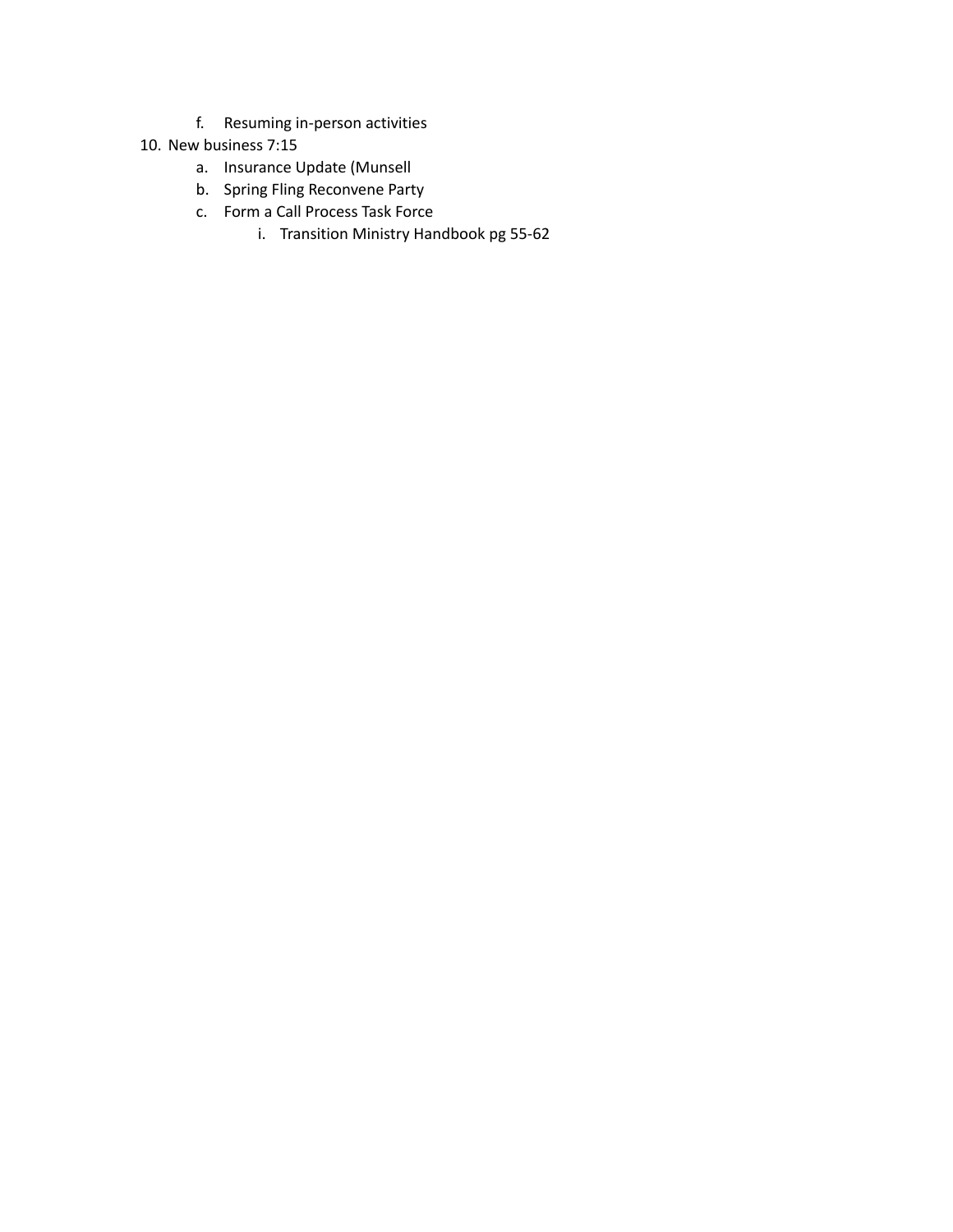f. Resuming in-person activities

10. New business 7:15
    a. Insurance Update (Munsell
    b. Spring Fling Reconvene Party
    c. Form a Call Process Task Force
        i. Transition Ministry Handbook pg 55-62